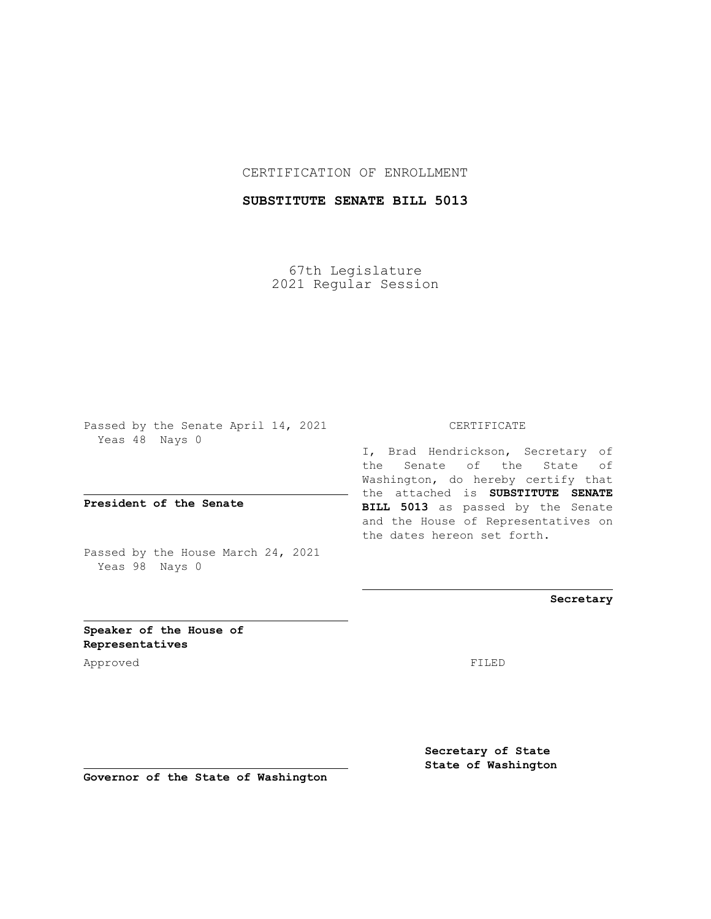CERTIFICATION OF ENROLLMENT

**SUBSTITUTE SENATE BILL 5013**

67th Legislature
2021 Regular Session

Passed by the Senate April 14, 2021
Yeas 48 Nays 0

**President of the Senate**

Passed by the House March 24, 2021
Yeas 98 Nays 0

**Speaker of the House of Representatives**

Approved

**Governor of the State of Washington**

CERTIFICATE

I, Brad Hendrickson, Secretary of the Senate of the State of Washington, do hereby certify that the attached is **SUBSTITUTE SENATE BILL 5013** as passed by the Senate and the House of Representatives on the dates hereon set forth.

**Secretary**

FILED

**Secretary of State**
**State of Washington**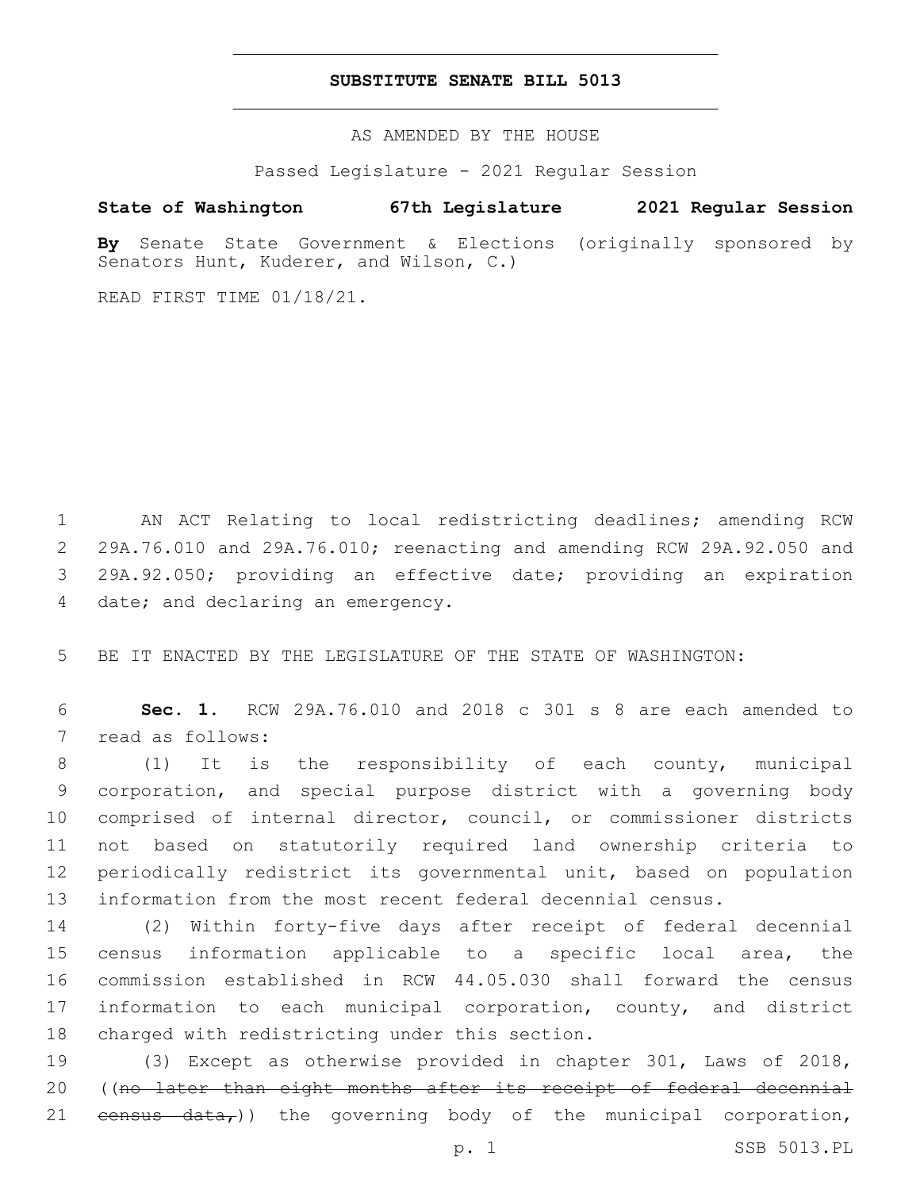# SUBSTITUTE SENATE BILL 5013

AS AMENDED BY THE HOUSE

Passed Legislature - 2021 Regular Session

**State of Washington 67th Legislature 2021 Regular Session**

**By** Senate State Government & Elections (originally sponsored by Senators Hunt, Kuderer, and Wilson, C.)

READ FIRST TIME 01/18/21.

1 AN ACT Relating to local redistricting deadlines; amending RCW 2 29A.76.010 and 29A.76.010; reenacting and amending RCW 29A.92.050 and 3 29A.92.050; providing an effective date; providing an expiration 4 date; and declaring an emergency.

5 BE IT ENACTED BY THE LEGISLATURE OF THE STATE OF WASHINGTON:

6 **Sec. 1.** RCW 29A.76.010 and 2018 c 301 s 8 are each amended to 7 read as follows:

8 (1) It is the responsibility of each county, municipal 9 corporation, and special purpose district with a governing body 10 comprised of internal director, council, or commissioner districts 11 not based on statutorily required land ownership criteria to 12 periodically redistrict its governmental unit, based on population 13 information from the most recent federal decennial census.

14 (2) Within forty-five days after receipt of federal decennial 15 census information applicable to a specific local area, the 16 commission established in RCW 44.05.030 shall forward the census 17 information to each municipal corporation, county, and district 18 charged with redistricting under this section.

19 (3) Except as otherwise provided in chapter 301, Laws of 2018, 20 ((~~no later than eight months after its receipt of federal decennial~~ 21 ~~census data,~~)) the governing body of the municipal corporation,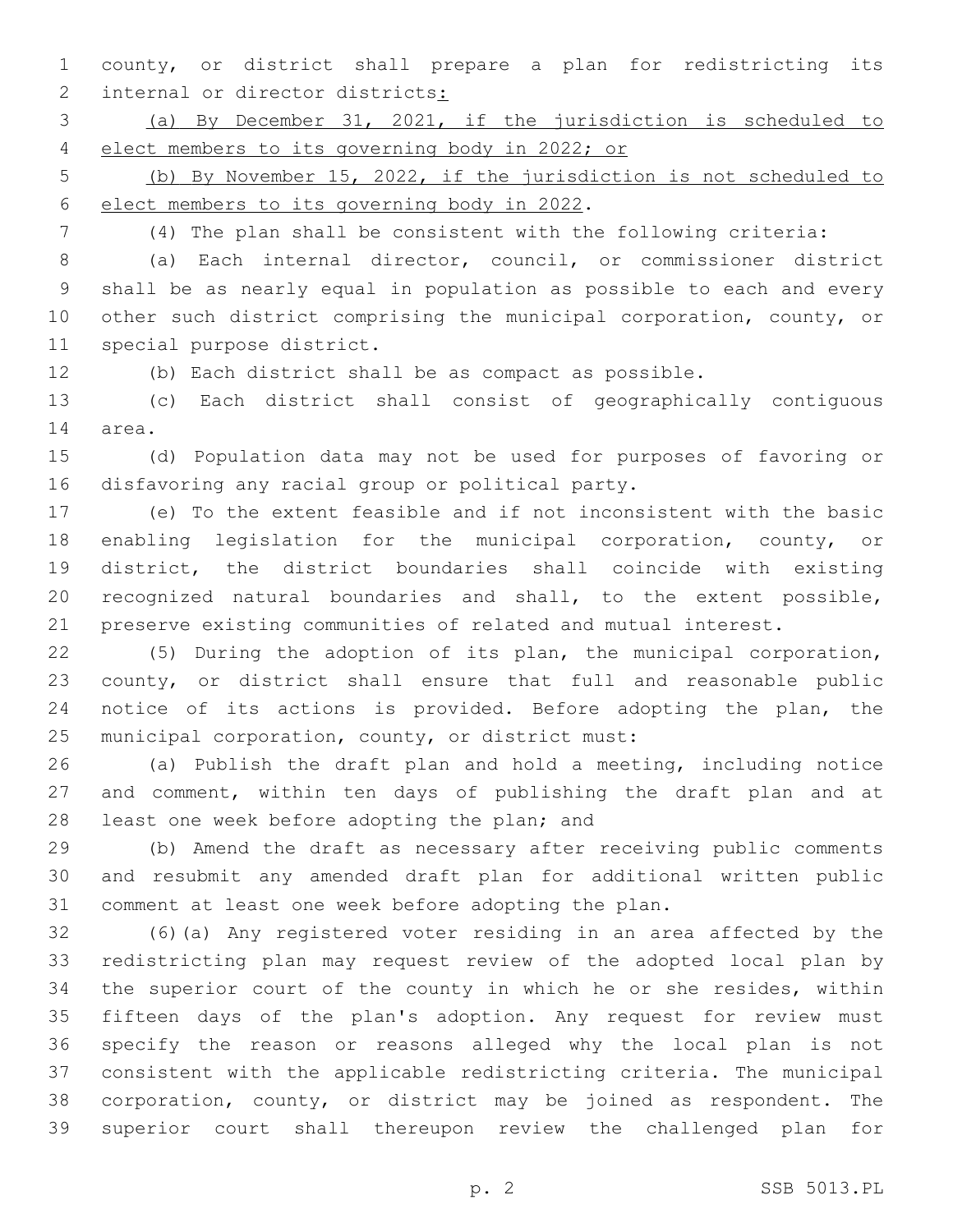county, or district shall prepare a plan for redistricting its internal or director districts<u>:</u>

<u>(a) By December 31, 2021, if the jurisdiction is scheduled to elect members to its governing body in 2022; or</u>

<u>(b) By November 15, 2022, if the jurisdiction is not scheduled to elect members to its governing body in 2022</u>.

(4) The plan shall be consistent with the following criteria:

(a) Each internal director, council, or commissioner district shall be as nearly equal in population as possible to each and every other such district comprising the municipal corporation, county, or special purpose district.

(b) Each district shall be as compact as possible.

(c) Each district shall consist of geographically contiguous area.

(d) Population data may not be used for purposes of favoring or disfavoring any racial group or political party.

(e) To the extent feasible and if not inconsistent with the basic enabling legislation for the municipal corporation, county, or district, the district boundaries shall coincide with existing recognized natural boundaries and shall, to the extent possible, preserve existing communities of related and mutual interest.

(5) During the adoption of its plan, the municipal corporation, county, or district shall ensure that full and reasonable public notice of its actions is provided. Before adopting the plan, the municipal corporation, county, or district must:

(a) Publish the draft plan and hold a meeting, including notice and comment, within ten days of publishing the draft plan and at least one week before adopting the plan; and

(b) Amend the draft as necessary after receiving public comments and resubmit any amended draft plan for additional written public comment at least one week before adopting the plan.

(6)(a) Any registered voter residing in an area affected by the redistricting plan may request review of the adopted local plan by the superior court of the county in which he or she resides, within fifteen days of the plan's adoption. Any request for review must specify the reason or reasons alleged why the local plan is not consistent with the applicable redistricting criteria. The municipal corporation, county, or district may be joined as respondent. The superior court shall thereupon review the challenged plan for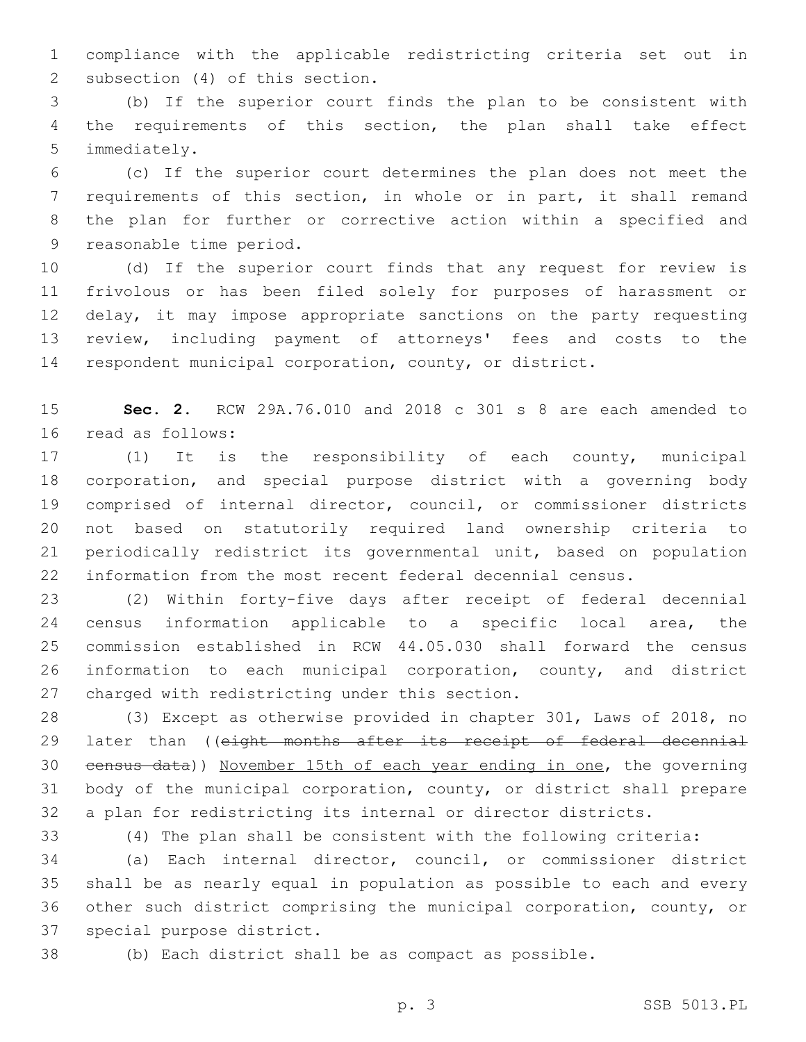compliance with the applicable redistricting criteria set out in subsection (4) of this section.

(b) If the superior court finds the plan to be consistent with the requirements of this section, the plan shall take effect immediately.

(c) If the superior court determines the plan does not meet the requirements of this section, in whole or in part, it shall remand the plan for further or corrective action within a specified and reasonable time period.

(d) If the superior court finds that any request for review is frivolous or has been filed solely for purposes of harassment or delay, it may impose appropriate sanctions on the party requesting review, including payment of attorneys' fees and costs to the respondent municipal corporation, county, or district.

**Sec. 2.** RCW 29A.76.010 and 2018 c 301 s 8 are each amended to read as follows:

(1) It is the responsibility of each county, municipal corporation, and special purpose district with a governing body comprised of internal director, council, or commissioner districts not based on statutorily required land ownership criteria to periodically redistrict its governmental unit, based on population information from the most recent federal decennial census.

(2) Within forty-five days after receipt of federal decennial census information applicable to a specific local area, the commission established in RCW 44.05.030 shall forward the census information to each municipal corporation, county, and district charged with redistricting under this section.

(3) Except as otherwise provided in chapter 301, Laws of 2018, no later than ((~~eight months after its receipt of federal decennial census data~~)) <u>November 15th of each year ending in one</u>, the governing body of the municipal corporation, county, or district shall prepare a plan for redistricting its internal or director districts.

(4) The plan shall be consistent with the following criteria:

(a) Each internal director, council, or commissioner district shall be as nearly equal in population as possible to each and every other such district comprising the municipal corporation, county, or special purpose district.

(b) Each district shall be as compact as possible.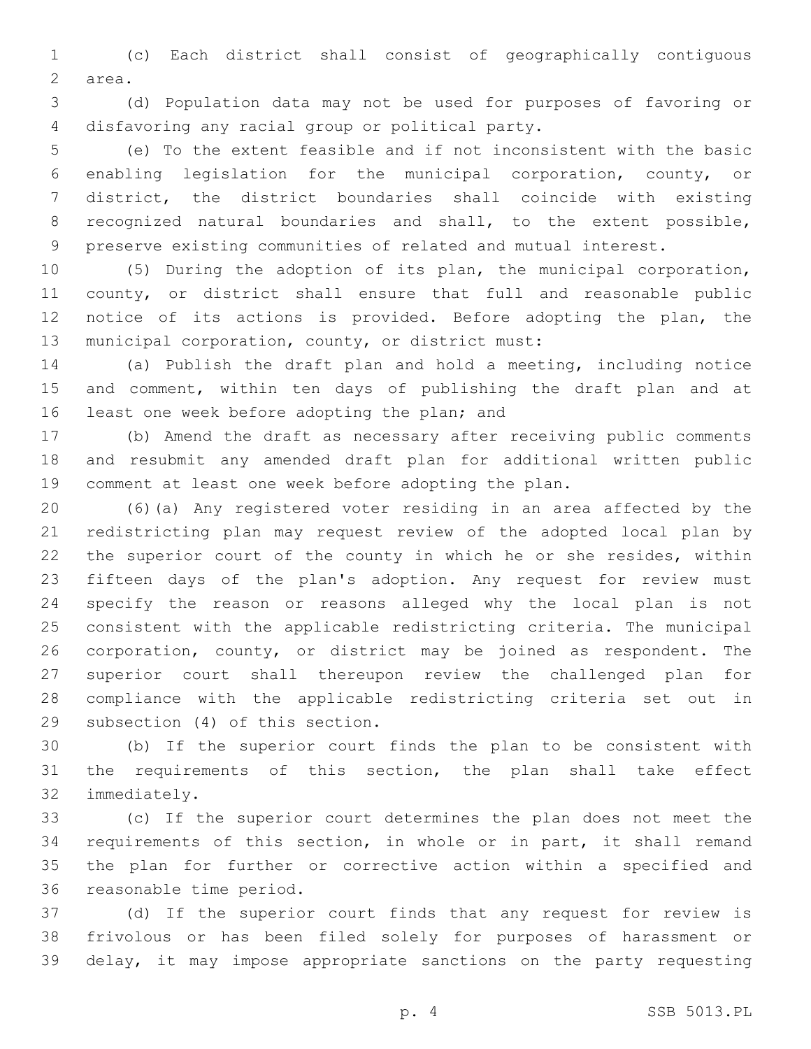(c) Each district shall consist of geographically contiguous area.

(d) Population data may not be used for purposes of favoring or disfavoring any racial group or political party.

(e) To the extent feasible and if not inconsistent with the basic enabling legislation for the municipal corporation, county, or district, the district boundaries shall coincide with existing recognized natural boundaries and shall, to the extent possible, preserve existing communities of related and mutual interest.

(5) During the adoption of its plan, the municipal corporation, county, or district shall ensure that full and reasonable public notice of its actions is provided. Before adopting the plan, the municipal corporation, county, or district must:

(a) Publish the draft plan and hold a meeting, including notice and comment, within ten days of publishing the draft plan and at least one week before adopting the plan; and

(b) Amend the draft as necessary after receiving public comments and resubmit any amended draft plan for additional written public comment at least one week before adopting the plan.

(6)(a) Any registered voter residing in an area affected by the redistricting plan may request review of the adopted local plan by the superior court of the county in which he or she resides, within fifteen days of the plan's adoption. Any request for review must specify the reason or reasons alleged why the local plan is not consistent with the applicable redistricting criteria. The municipal corporation, county, or district may be joined as respondent. The superior court shall thereupon review the challenged plan for compliance with the applicable redistricting criteria set out in subsection (4) of this section.

(b) If the superior court finds the plan to be consistent with the requirements of this section, the plan shall take effect immediately.

(c) If the superior court determines the plan does not meet the requirements of this section, in whole or in part, it shall remand the plan for further or corrective action within a specified and reasonable time period.

(d) If the superior court finds that any request for review is frivolous or has been filed solely for purposes of harassment or delay, it may impose appropriate sanctions on the party requesting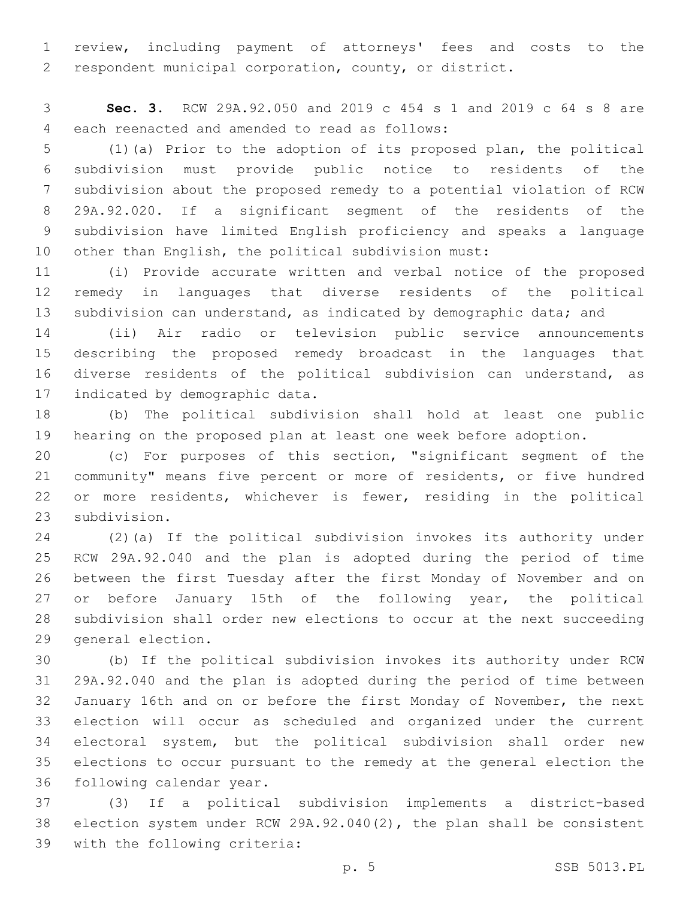review, including payment of attorneys' fees and costs to the respondent municipal corporation, county, or district.

**Sec. 3.** RCW 29A.92.050 and 2019 c 454 s 1 and 2019 c 64 s 8 are each reenacted and amended to read as follows:

(1)(a) Prior to the adoption of its proposed plan, the political subdivision must provide public notice to residents of the subdivision about the proposed remedy to a potential violation of RCW 29A.92.020. If a significant segment of the residents of the subdivision have limited English proficiency and speaks a language other than English, the political subdivision must:

(i) Provide accurate written and verbal notice of the proposed remedy in languages that diverse residents of the political subdivision can understand, as indicated by demographic data; and

(ii) Air radio or television public service announcements describing the proposed remedy broadcast in the languages that diverse residents of the political subdivision can understand, as indicated by demographic data.

(b) The political subdivision shall hold at least one public hearing on the proposed plan at least one week before adoption.

(c) For purposes of this section, "significant segment of the community" means five percent or more of residents, or five hundred or more residents, whichever is fewer, residing in the political subdivision.

(2)(a) If the political subdivision invokes its authority under RCW 29A.92.040 and the plan is adopted during the period of time between the first Tuesday after the first Monday of November and on or before January 15th of the following year, the political subdivision shall order new elections to occur at the next succeeding general election.

(b) If the political subdivision invokes its authority under RCW 29A.92.040 and the plan is adopted during the period of time between January 16th and on or before the first Monday of November, the next election will occur as scheduled and organized under the current electoral system, but the political subdivision shall order new elections to occur pursuant to the remedy at the general election the following calendar year.

(3) If a political subdivision implements a district-based election system under RCW 29A.92.040(2), the plan shall be consistent with the following criteria: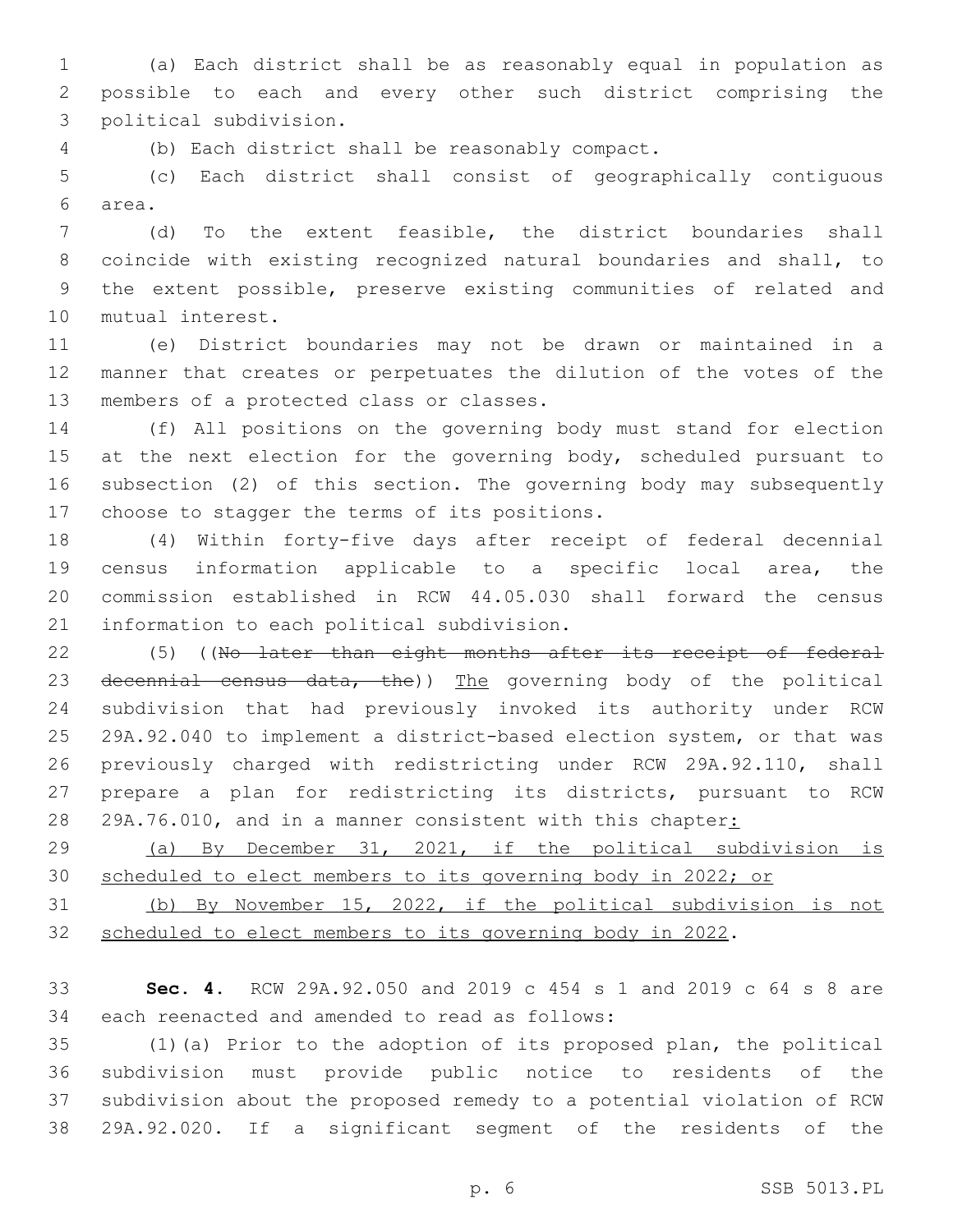(a) Each district shall be as reasonably equal in population as possible to each and every other such district comprising the political subdivision.

(b) Each district shall be reasonably compact.

(c) Each district shall consist of geographically contiguous area.

(d) To the extent feasible, the district boundaries shall coincide with existing recognized natural boundaries and shall, to the extent possible, preserve existing communities of related and mutual interest.

(e) District boundaries may not be drawn or maintained in a manner that creates or perpetuates the dilution of the votes of the members of a protected class or classes.

(f) All positions on the governing body must stand for election at the next election for the governing body, scheduled pursuant to subsection (2) of this section. The governing body may subsequently choose to stagger the terms of its positions.

(4) Within forty-five days after receipt of federal decennial census information applicable to a specific local area, the commission established in RCW 44.05.030 shall forward the census information to each political subdivision.

(5) ((~~No later than eight months after its receipt of federal decennial census data, the~~)) <u>The</u> governing body of the political subdivision that had previously invoked its authority under RCW 29A.92.040 to implement a district-based election system, or that was previously charged with redistricting under RCW 29A.92.110, shall prepare a plan for redistricting its districts, pursuant to RCW 29A.76.010, and in a manner consistent with this chapter<u>:</u>

<u>(a) By December 31, 2021, if the political subdivision is scheduled to elect members to its governing body in 2022; or</u>

<u>(b) By November 15, 2022, if the political subdivision is not scheduled to elect members to its governing body in 2022</u>.

**Sec. 4.** RCW 29A.92.050 and 2019 c 454 s 1 and 2019 c 64 s 8 are each reenacted and amended to read as follows:

(1)(a) Prior to the adoption of its proposed plan, the political subdivision must provide public notice to residents of the subdivision about the proposed remedy to a potential violation of RCW 29A.92.020. If a significant segment of the residents of the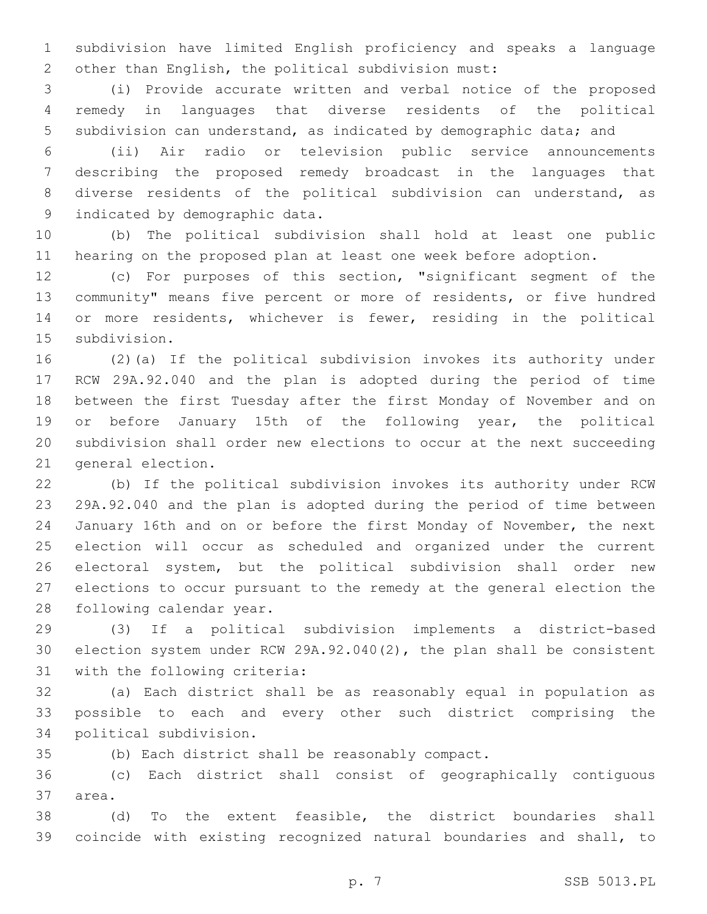subdivision have limited English proficiency and speaks a language other than English, the political subdivision must:

(i) Provide accurate written and verbal notice of the proposed remedy in languages that diverse residents of the political subdivision can understand, as indicated by demographic data; and

(ii) Air radio or television public service announcements describing the proposed remedy broadcast in the languages that diverse residents of the political subdivision can understand, as indicated by demographic data.

(b) The political subdivision shall hold at least one public hearing on the proposed plan at least one week before adoption.

(c) For purposes of this section, "significant segment of the community" means five percent or more of residents, or five hundred or more residents, whichever is fewer, residing in the political subdivision.

(2)(a) If the political subdivision invokes its authority under RCW 29A.92.040 and the plan is adopted during the period of time between the first Tuesday after the first Monday of November and on or before January 15th of the following year, the political subdivision shall order new elections to occur at the next succeeding general election.

(b) If the political subdivision invokes its authority under RCW 29A.92.040 and the plan is adopted during the period of time between January 16th and on or before the first Monday of November, the next election will occur as scheduled and organized under the current electoral system, but the political subdivision shall order new elections to occur pursuant to the remedy at the general election the following calendar year.

(3) If a political subdivision implements a district-based election system under RCW 29A.92.040(2), the plan shall be consistent with the following criteria:

(a) Each district shall be as reasonably equal in population as possible to each and every other such district comprising the political subdivision.

(b) Each district shall be reasonably compact.

(c) Each district shall consist of geographically contiguous area.

(d) To the extent feasible, the district boundaries shall coincide with existing recognized natural boundaries and shall, to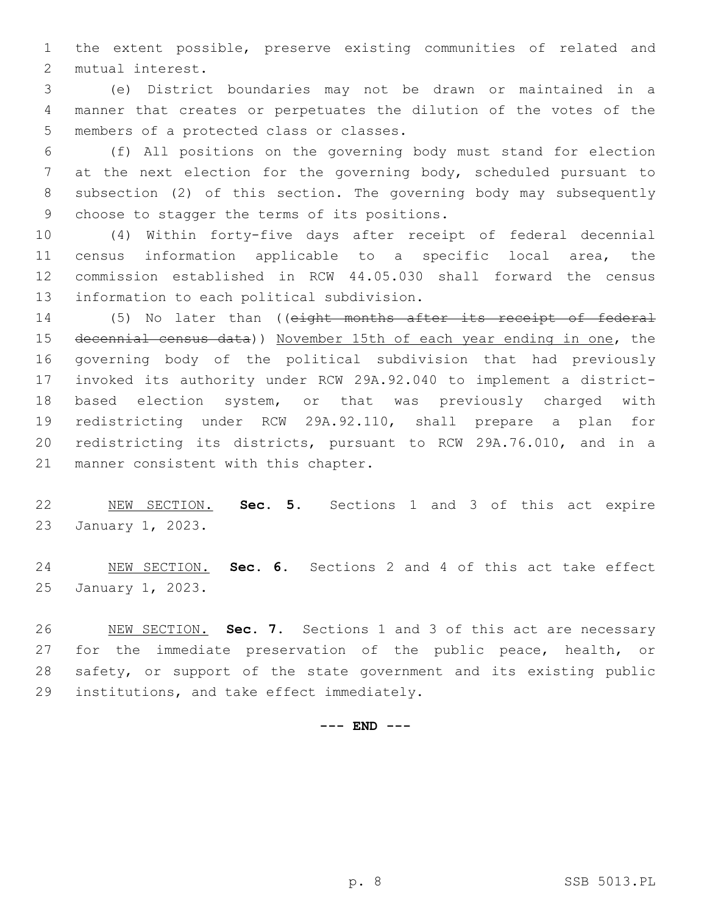the extent possible, preserve existing communities of related and mutual interest.

(e) District boundaries may not be drawn or maintained in a manner that creates or perpetuates the dilution of the votes of the members of a protected class or classes.

(f) All positions on the governing body must stand for election at the next election for the governing body, scheduled pursuant to subsection (2) of this section. The governing body may subsequently choose to stagger the terms of its positions.

(4) Within forty-five days after receipt of federal decennial census information applicable to a specific local area, the commission established in RCW 44.05.030 shall forward the census information to each political subdivision.

(5) No later than ((~~eight months after its receipt of federal decennial census data~~)) <u>November 15th of each year ending in one</u>, the governing body of the political subdivision that had previously invoked its authority under RCW 29A.92.040 to implement a district-based election system, or that was previously charged with redistricting under RCW 29A.92.110, shall prepare a plan for redistricting its districts, pursuant to RCW 29A.76.010, and in a manner consistent with this chapter.

<u>NEW SECTION.</u> **Sec. 5.** Sections 1 and 3 of this act expire January 1, 2023.

<u>NEW SECTION.</u> **Sec. 6.** Sections 2 and 4 of this act take effect January 1, 2023.

<u>NEW SECTION.</u> **Sec. 7.** Sections 1 and 3 of this act are necessary for the immediate preservation of the public peace, health, or safety, or support of the state government and its existing public institutions, and take effect immediately.

**--- END ---**